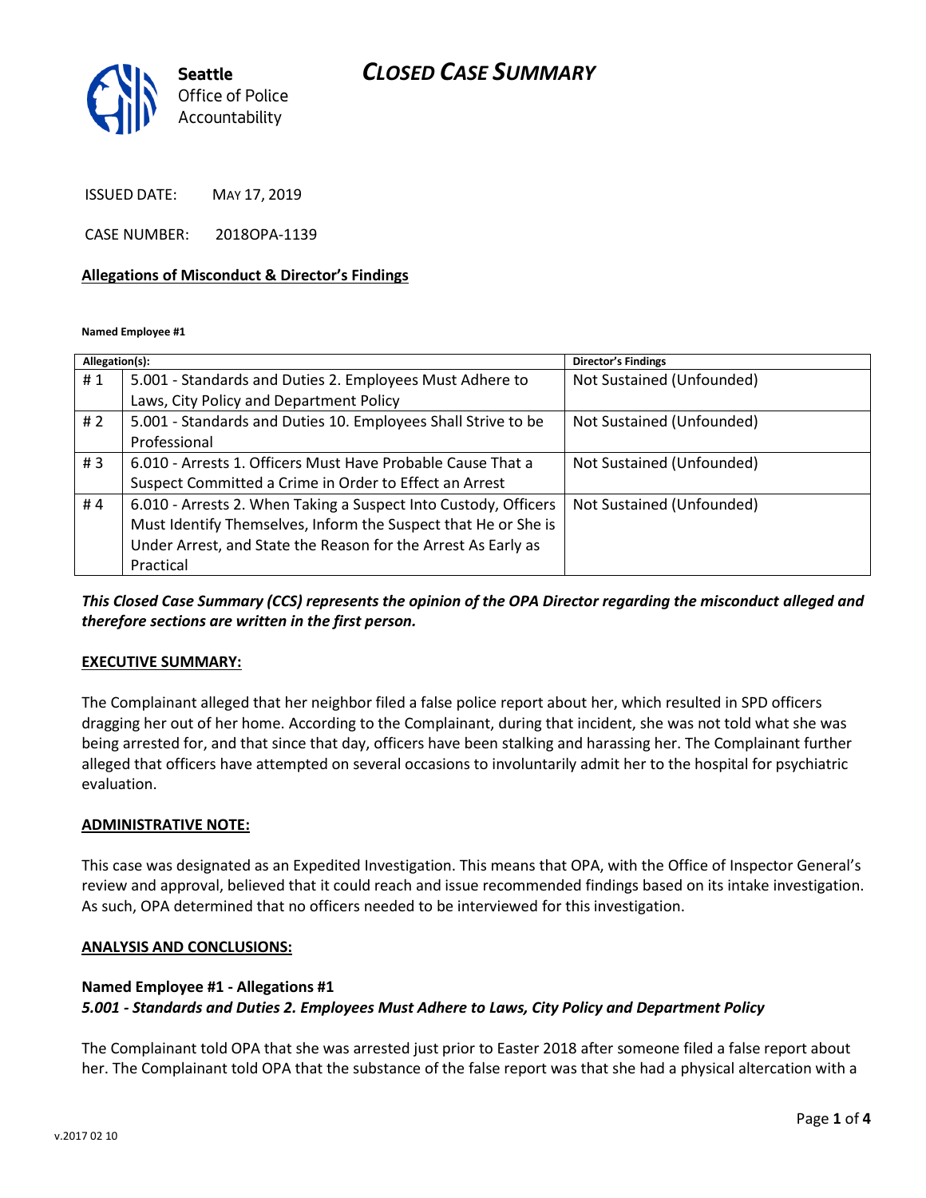Seattle Office of Police Accountability

# CLOSED CASE SUMMARY

ISSUED DATE: MAY 17, 2019

CASE NUMBER: 2018OPA-1139

**Allegations of Misconduct & Director's Findings**

**Named Employee #1**

| Allegation(s): | | Director's Findings |
|---|---|---|
| # 1 | 5.001 - Standards and Duties 2. Employees Must Adhere to Laws, City Policy and Department Policy | Not Sustained (Unfounded) |
| # 2 | 5.001 - Standards and Duties 10. Employees Shall Strive to be Professional | Not Sustained (Unfounded) |
| # 3 | 6.010 - Arrests 1. Officers Must Have Probable Cause That a Suspect Committed a Crime in Order to Effect an Arrest | Not Sustained (Unfounded) |
| # 4 | 6.010 - Arrests 2. When Taking a Suspect Into Custody, Officers Must Identify Themselves, Inform the Suspect that He or She is Under Arrest, and State the Reason for the Arrest As Early as Practical | Not Sustained (Unfounded) |

***This Closed Case Summary (CCS) represents the opinion of the OPA Director regarding the misconduct alleged and therefore sections are written in the first person.***

**EXECUTIVE SUMMARY:**

The Complainant alleged that her neighbor filed a false police report about her, which resulted in SPD officers dragging her out of her home. According to the Complainant, during that incident, she was not told what she was being arrested for, and that since that day, officers have been stalking and harassing her. The Complainant further alleged that officers have attempted on several occasions to involuntarily admit her to the hospital for psychiatric evaluation.

**ADMINISTRATIVE NOTE:**

This case was designated as an Expedited Investigation. This means that OPA, with the Office of Inspector General's review and approval, believed that it could reach and issue recommended findings based on its intake investigation. As such, OPA determined that no officers needed to be interviewed for this investigation.

**ANALYSIS AND CONCLUSIONS:**

**Named Employee #1 - Allegations #1**
***5.001 - Standards and Duties 2. Employees Must Adhere to Laws, City Policy and Department Policy***

The Complainant told OPA that she was arrested just prior to Easter 2018 after someone filed a false report about her. The Complainant told OPA that the substance of the false report was that she had a physical altercation with a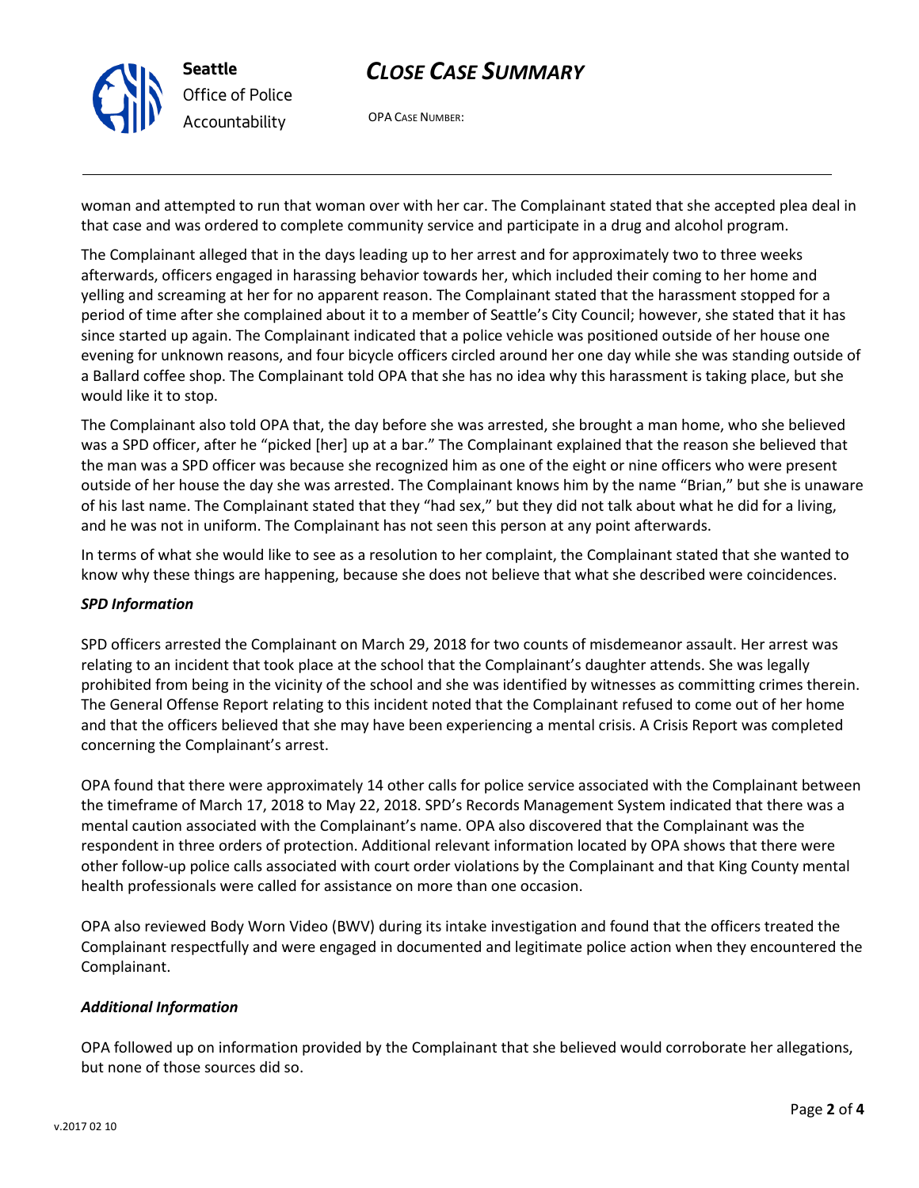woman and attempted to run that woman over with her car. The Complainant stated that she accepted plea deal in that case and was ordered to complete community service and participate in a drug and alcohol program.

The Complainant alleged that in the days leading up to her arrest and for approximately two to three weeks afterwards, officers engaged in harassing behavior towards her, which included their coming to her home and yelling and screaming at her for no apparent reason. The Complainant stated that the harassment stopped for a period of time after she complained about it to a member of Seattle's City Council; however, she stated that it has since started up again. The Complainant indicated that a police vehicle was positioned outside of her house one evening for unknown reasons, and four bicycle officers circled around her one day while she was standing outside of a Ballard coffee shop. The Complainant told OPA that she has no idea why this harassment is taking place, but she would like it to stop.

The Complainant also told OPA that, the day before she was arrested, she brought a man home, who she believed was a SPD officer, after he "picked [her] up at a bar." The Complainant explained that the reason she believed that the man was a SPD officer was because she recognized him as one of the eight or nine officers who were present outside of her house the day she was arrested. The Complainant knows him by the name "Brian," but she is unaware of his last name. The Complainant stated that they "had sex," but they did not talk about what he did for a living, and he was not in uniform. The Complainant has not seen this person at any point afterwards.

In terms of what she would like to see as a resolution to her complaint, the Complainant stated that she wanted to know why these things are happening, because she does not believe that what she described were coincidences.

### *SPD Information*

SPD officers arrested the Complainant on March 29, 2018 for two counts of misdemeanor assault. Her arrest was relating to an incident that took place at the school that the Complainant's daughter attends. She was legally prohibited from being in the vicinity of the school and she was identified by witnesses as committing crimes therein. The General Offense Report relating to this incident noted that the Complainant refused to come out of her home and that the officers believed that she may have been experiencing a mental crisis. A Crisis Report was completed concerning the Complainant's arrest.

OPA found that there were approximately 14 other calls for police service associated with the Complainant between the timeframe of March 17, 2018 to May 22, 2018. SPD's Records Management System indicated that there was a mental caution associated with the Complainant's name. OPA also discovered that the Complainant was the respondent in three orders of protection. Additional relevant information located by OPA shows that there were other follow-up police calls associated with court order violations by the Complainant and that King County mental health professionals were called for assistance on more than one occasion.

OPA also reviewed Body Worn Video (BWV) during its intake investigation and found that the officers treated the Complainant respectfully and were engaged in documented and legitimate police action when they encountered the Complainant.

### *Additional Information*

OPA followed up on information provided by the Complainant that she believed would corroborate her allegations, but none of those sources did so.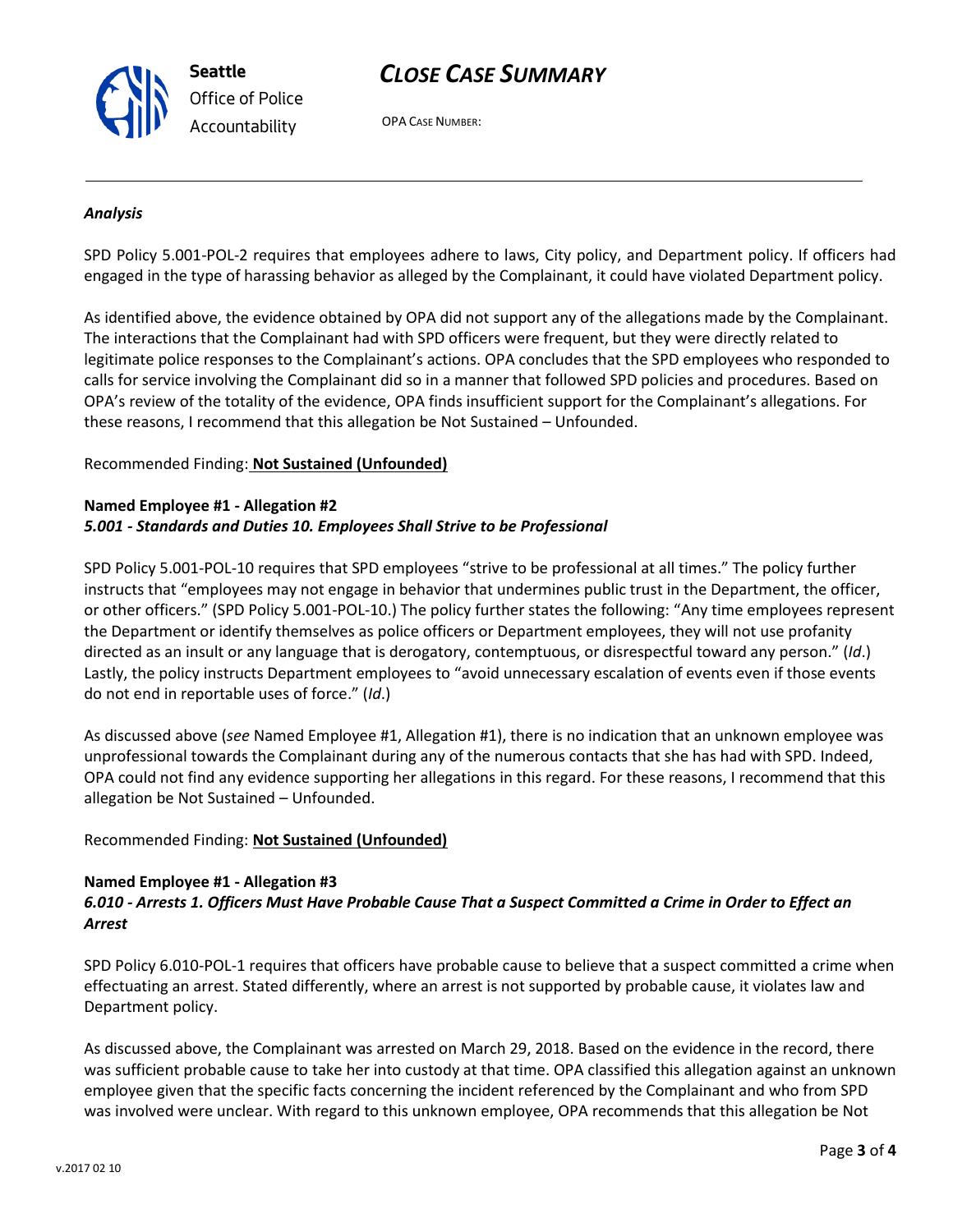*Analysis*

SPD Policy 5.001-POL-2 requires that employees adhere to laws, City policy, and Department policy. If officers had engaged in the type of harassing behavior as alleged by the Complainant, it could have violated Department policy.

As identified above, the evidence obtained by OPA did not support any of the allegations made by the Complainant. The interactions that the Complainant had with SPD officers were frequent, but they were directly related to legitimate police responses to the Complainant's actions. OPA concludes that the SPD employees who responded to calls for service involving the Complainant did so in a manner that followed SPD policies and procedures. Based on OPA's review of the totality of the evidence, OPA finds insufficient support for the Complainant's allegations. For these reasons, I recommend that this allegation be Not Sustained – Unfounded.

Recommended Finding: **Not Sustained (Unfounded)**

**Named Employee #1 - Allegation #2**
***5.001 - Standards and Duties 10. Employees Shall Strive to be Professional***

SPD Policy 5.001-POL-10 requires that SPD employees "strive to be professional at all times." The policy further instructs that "employees may not engage in behavior that undermines public trust in the Department, the officer, or other officers." (SPD Policy 5.001-POL-10.) The policy further states the following: "Any time employees represent the Department or identify themselves as police officers or Department employees, they will not use profanity directed as an insult or any language that is derogatory, contemptuous, or disrespectful toward any person." (*Id*.) Lastly, the policy instructs Department employees to "avoid unnecessary escalation of events even if those events do not end in reportable uses of force." (*Id*.)

As discussed above (*see* Named Employee #1, Allegation #1), there is no indication that an unknown employee was unprofessional towards the Complainant during any of the numerous contacts that she has had with SPD. Indeed, OPA could not find any evidence supporting her allegations in this regard. For these reasons, I recommend that this allegation be Not Sustained – Unfounded.

Recommended Finding: **Not Sustained (Unfounded)**

**Named Employee #1 - Allegation #3**
***6.010 - Arrests 1. Officers Must Have Probable Cause That a Suspect Committed a Crime in Order to Effect an Arrest***

SPD Policy 6.010-POL-1 requires that officers have probable cause to believe that a suspect committed a crime when effectuating an arrest. Stated differently, where an arrest is not supported by probable cause, it violates law and Department policy.

As discussed above, the Complainant was arrested on March 29, 2018. Based on the evidence in the record, there was sufficient probable cause to take her into custody at that time. OPA classified this allegation against an unknown employee given that the specific facts concerning the incident referenced by the Complainant and who from SPD was involved were unclear. With regard to this unknown employee, OPA recommends that this allegation be Not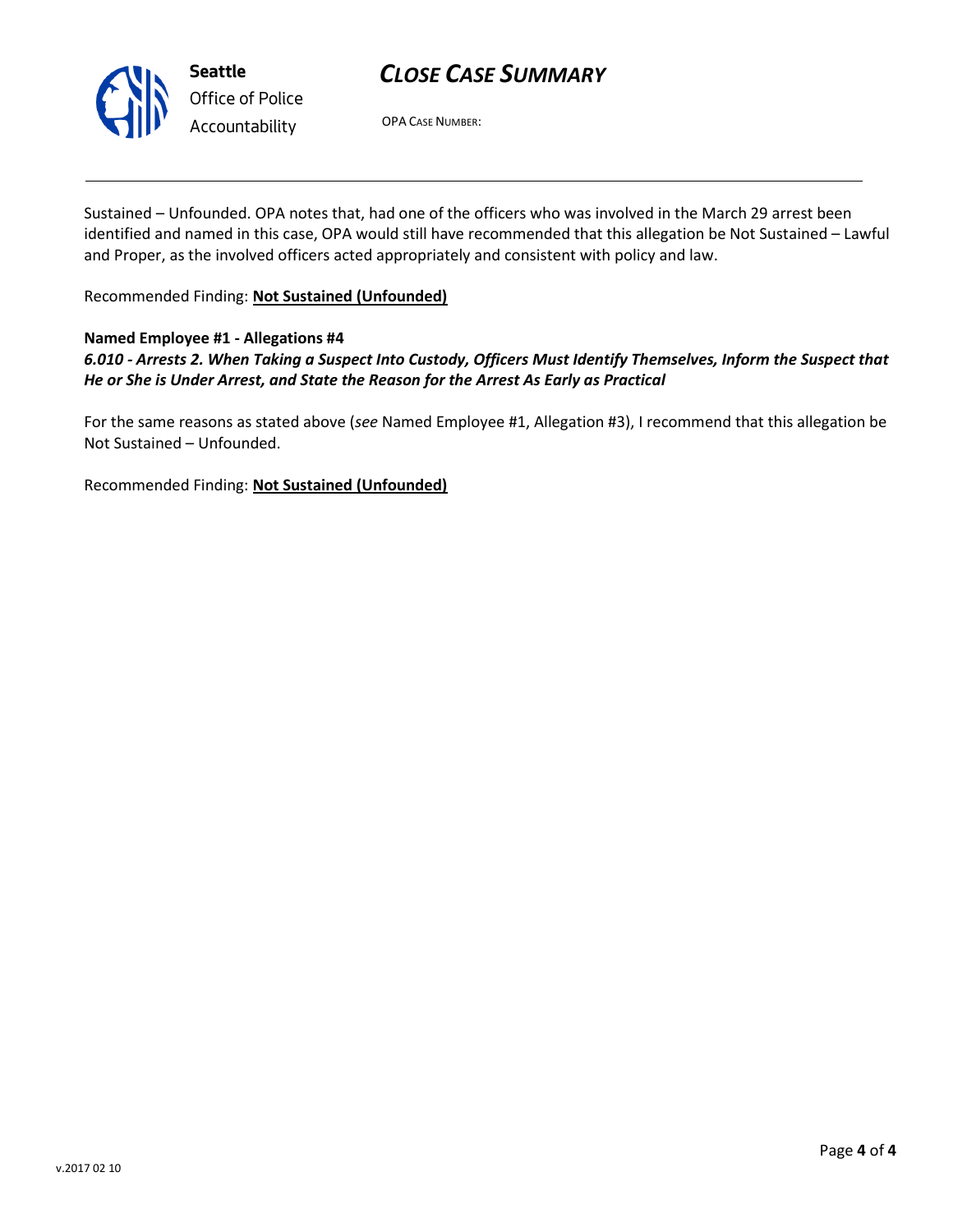Sustained – Unfounded. OPA notes that, had one of the officers who was involved in the March 29 arrest been identified and named in this case, OPA would still have recommended that this allegation be Not Sustained – Lawful and Proper, as the involved officers acted appropriately and consistent with policy and law.

Recommended Finding: **Not Sustained (Unfounded)**

**Named Employee #1 - Allegations #4**
***6.010 - Arrests 2. When Taking a Suspect Into Custody, Officers Must Identify Themselves, Inform the Suspect that He or She is Under Arrest, and State the Reason for the Arrest As Early as Practical***

For the same reasons as stated above (*see* Named Employee #1, Allegation #3), I recommend that this allegation be Not Sustained – Unfounded.

Recommended Finding: **Not Sustained (Unfounded)**